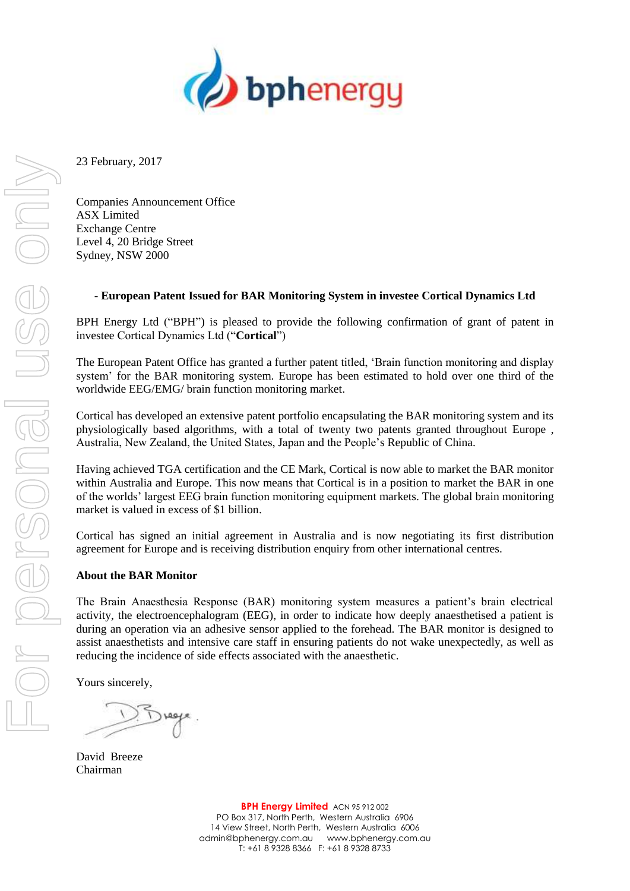23 February, 2017

Companies Announcement Office
ASX Limited
Exchange Centre
Level 4, 20 Bridge Street
Sydney, NSW 2000

**- European Patent Issued for BAR Monitoring System in investee Cortical Dynamics Ltd**

BPH Energy Ltd ("BPH") is pleased to provide the following confirmation of grant of patent in investee Cortical Dynamics Ltd ("**Cortical**")

The European Patent Office has granted a further patent titled, 'Brain function monitoring and display system' for the BAR monitoring system. Europe has been estimated to hold over one third of the worldwide EEG/EMG/ brain function monitoring market.

Cortical has developed an extensive patent portfolio encapsulating the BAR monitoring system and its physiologically based algorithms, with a total of twenty two patents granted throughout Europe , Australia, New Zealand, the United States, Japan and the People's Republic of China.

Having achieved TGA certification and the CE Mark, Cortical is now able to market the BAR monitor within Australia and Europe. This now means that Cortical is in a position to market the BAR in one of the worlds' largest EEG brain function monitoring equipment markets. The global brain monitoring market is valued in excess of $1 billion.

Cortical has signed an initial agreement in Australia and is now negotiating its first distribution agreement for Europe and is receiving distribution enquiry from other international centres.

**About the BAR Monitor**

The Brain Anaesthesia Response (BAR) monitoring system measures a patient's brain electrical activity, the electroencephalogram (EEG), in order to indicate how deeply anaesthetised a patient is during an operation via an adhesive sensor applied to the forehead. The BAR monitor is designed to assist anaesthetists and intensive care staff in ensuring patients do not wake unexpectedly, as well as reducing the incidence of side effects associated with the anaesthetic.

Yours sincerely,

David Breeze
Chairman

**BPH Energy Limited** ACN 95 912 002
PO Box 317, North Perth, Western Australia 6906
14 View Street, North Perth, Western Australia 6006
admin@bphenergy.com.au www.bphenergy.com.au
T: +61 8 9328 8366 F: +61 8 9328 8733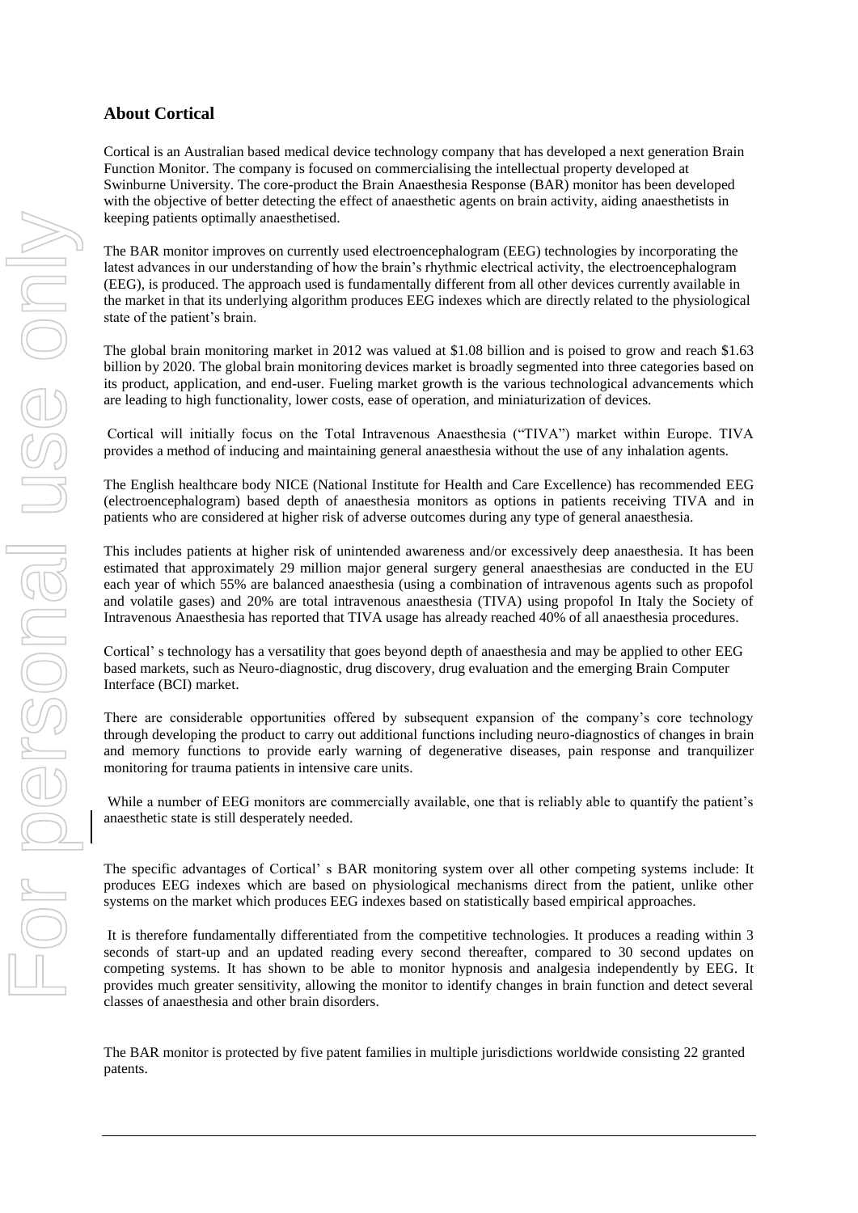## About Cortical

Cortical is an Australian based medical device technology company that has developed a next generation Brain Function Monitor. The company is focused on commercialising the intellectual property developed at Swinburne University. The core-product the Brain Anaesthesia Response (BAR) monitor has been developed with the objective of better detecting the effect of anaesthetic agents on brain activity, aiding anaesthetists in keeping patients optimally anaesthetised.

The BAR monitor improves on currently used electroencephalogram (EEG) technologies by incorporating the latest advances in our understanding of how the brain's rhythmic electrical activity, the electroencephalogram (EEG), is produced. The approach used is fundamentally different from all other devices currently available in the market in that its underlying algorithm produces EEG indexes which are directly related to the physiological state of the patient's brain.

The global brain monitoring market in 2012 was valued at $1.08 billion and is poised to grow and reach $1.63 billion by 2020. The global brain monitoring devices market is broadly segmented into three categories based on its product, application, and end-user. Fueling market growth is the various technological advancements which are leading to high functionality, lower costs, ease of operation, and miniaturization of devices.

Cortical will initially focus on the Total Intravenous Anaesthesia ("TIVA") market within Europe. TIVA provides a method of inducing and maintaining general anaesthesia without the use of any inhalation agents.

The English healthcare body NICE (National Institute for Health and Care Excellence) has recommended EEG (electroencephalogram) based depth of anaesthesia monitors as options in patients receiving TIVA and in patients who are considered at higher risk of adverse outcomes during any type of general anaesthesia.

This includes patients at higher risk of unintended awareness and/or excessively deep anaesthesia. It has been estimated that approximately 29 million major general surgery general anaesthesias are conducted in the EU each year of which 55% are balanced anaesthesia (using a combination of intravenous agents such as propofol and volatile gases) and 20% are total intravenous anaesthesia (TIVA) using propofol In Italy the Society of Intravenous Anaesthesia has reported that TIVA usage has already reached 40% of all anaesthesia procedures.

Cortical' s technology has a versatility that goes beyond depth of anaesthesia and may be applied to other EEG based markets, such as Neuro-diagnostic, drug discovery, drug evaluation and the emerging Brain Computer Interface (BCI) market.

There are considerable opportunities offered by subsequent expansion of the company's core technology through developing the product to carry out additional functions including neuro-diagnostics of changes in brain and memory functions to provide early warning of degenerative diseases, pain response and tranquilizer monitoring for trauma patients in intensive care units.

While a number of EEG monitors are commercially available, one that is reliably able to quantify the patient's anaesthetic state is still desperately needed.

The specific advantages of Cortical' s BAR monitoring system over all other competing systems include: It produces EEG indexes which are based on physiological mechanisms direct from the patient, unlike other systems on the market which produces EEG indexes based on statistically based empirical approaches.

It is therefore fundamentally differentiated from the competitive technologies. It produces a reading within 3 seconds of start-up and an updated reading every second thereafter, compared to 30 second updates on competing systems. It has shown to be able to monitor hypnosis and analgesia independently by EEG. It provides much greater sensitivity, allowing the monitor to identify changes in brain function and detect several classes of anaesthesia and other brain disorders.

The BAR monitor is protected by five patent families in multiple jurisdictions worldwide consisting 22 granted patents.